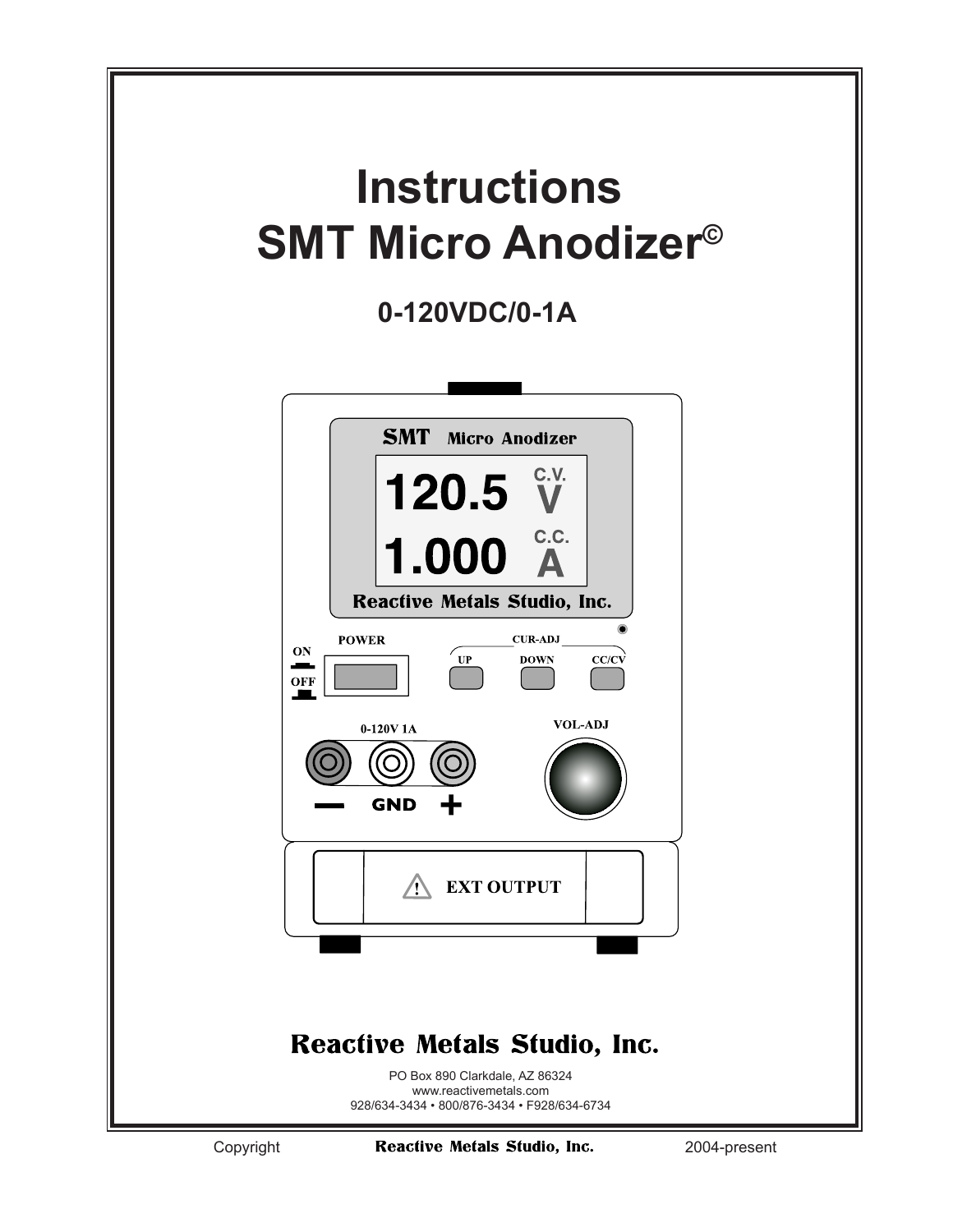# Instructions
# SMT Micro Anodizer©

## 0-120VDC/0-1A

**Reactive Metals Studio, Inc.**

PO Box 890 Clarkdale, AZ 86324
www.reactivemetals.com
928/634-3434 • 800/876-3434 • F928/634-6734

Copyright **Reactive Metals Studio, Inc.** 2004-present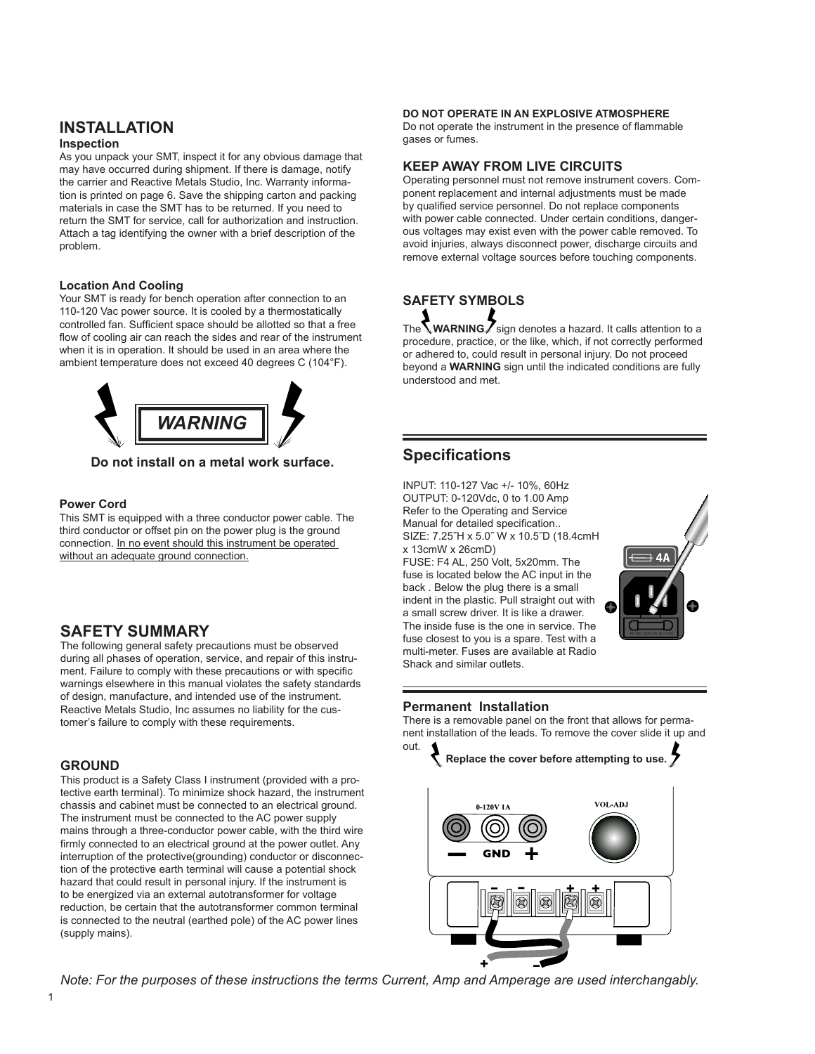## INSTALLATION

### Inspection

As you unpack your SMT, inspect it for any obvious damage that may have occurred during shipment. If there is damage, notify the carrier and Reactive Metals Studio, Inc. Warranty information is printed on page 6. Save the shipping carton and packing materials in case the SMT has to be returned. If you need to return the SMT for service, call for authorization and instruction. Attach a tag identifying the owner with a brief description of the problem.

### Location And Cooling

Your SMT is ready for bench operation after connection to an 110-120 Vac power source. It is cooled by a thermostatically controlled fan. Sufficient space should be allotted so that a free flow of cooling air can reach the sides and rear of the instrument when it is in operation. It should be used in an area where the ambient temperature does not exceed 40 degrees C (104°F).

***WARNING***

**Do not install on a metal work surface.**

### Power Cord

This SMT is equipped with a three conductor power cable. The third conductor or offset pin on the power plug is the ground connection. In no event should this instrument be operated without an adequate ground connection.

## SAFETY SUMMARY

The following general safety precautions must be observed during all phases of operation, service, and repair of this instrument. Failure to comply with these precautions or with specific warnings elsewhere in this manual violates the safety standards of design, manufacture, and intended use of the instrument. Reactive Metals Studio, Inc assumes no liability for the customer's failure to comply with these requirements.

### GROUND

This product is a Safety Class I instrument (provided with a protective earth terminal). To minimize shock hazard, the instrument chassis and cabinet must be connected to an electrical ground. The instrument must be connected to the AC power supply mains through a three-conductor power cable, with the third wire firmly connected to an electrical ground at the power outlet. Any interruption of the protective(grounding) conductor or disconnection of the protective earth terminal will cause a potential shock hazard that could result in personal injury. If the instrument is to be energized via an external autotransformer for voltage reduction, be certain that the autotransformer common terminal is connected to the neutral (earthed pole) of the AC power lines (supply mains).

### DO NOT OPERATE IN AN EXPLOSIVE ATMOSPHERE

Do not operate the instrument in the presence of flammable gases or fumes.

### KEEP AWAY FROM LIVE CIRCUITS

Operating personnel must not remove instrument covers. Component replacement and internal adjustments must be made by qualified service personnel. Do not replace components with power cable connected. Under certain conditions, dangerous voltages may exist even with the power cable removed. To avoid injuries, always disconnect power, discharge circuits and remove external voltage sources before touching components.

### SAFETY SYMBOLS

The **WARNING** sign denotes a hazard. It calls attention to a procedure, practice, or the like, which, if not correctly performed or adhered to, could result in personal injury. Do not proceed beyond a **WARNING** sign until the indicated conditions are fully understood and met.

## Specifications

INPUT: 110-127 Vac +/- 10%, 60Hz
OUTPUT: 0-120Vdc, 0 to 1.00 Amp
Refer to the Operating and Service Manual for detailed specification..
SIZE: 7.25˝H x 5.0˝ W x 10.5˝D (18.4cmH x 13cmW x 26cmD)
FUSE: F4 AL, 250 Volt, 5x20mm. The fuse is located below the AC input in the back . Below the plug there is a small indent in the plastic. Pull straight out with a small screw driver. It is like a drawer. The inside fuse is the one in service. The fuse closest to you is a spare. Test with a multi-meter. Fuses are available at Radio Shack and similar outlets.

### Permanent Installation

There is a removable panel on the front that allows for permanent installation of the leads. To remove the cover slide it up and out.

**Replace the cover before attempting to use.**

0-120V 1A — GND + VOL-ADJ

*Note: For the purposes of these instructions the terms Current, Amp and Amperage are used interchangably.*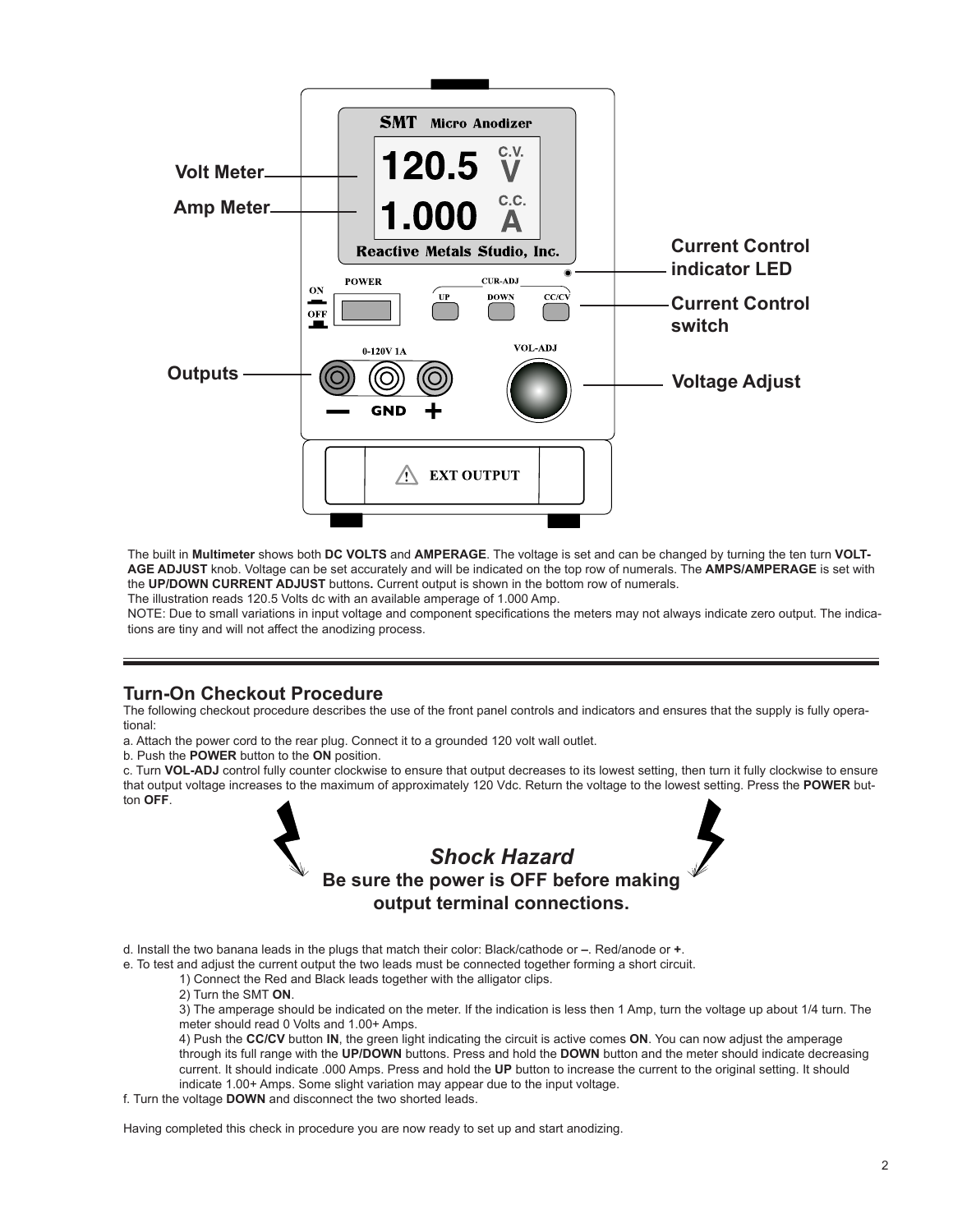Volt Meter

Amp Meter

Current Control indicator LED

Current Control switch

Outputs

Voltage Adjust

The built in **Multimeter** shows both **DC VOLTS** and **AMPERAGE**. The voltage is set and can be changed by turning the ten turn **VOLTAGE ADJUST** knob. Voltage can be set accurately and will be indicated on the top row of numerals. The **AMPS/AMPERAGE** is set with the **UP/DOWN CURRENT ADJUST** buttons**.** Current output is shown in the bottom row of numerals.
The illustration reads 120.5 Volts dc with an available amperage of 1.000 Amp.
NOTE: Due to small variations in input voltage and component specifications the meters may not always indicate zero output. The indications are tiny and will not affect the anodizing process.

---

## Turn-On Checkout Procedure

The following checkout procedure describes the use of the front panel controls and indicators and ensures that the supply is fully operational:

a. Attach the power cord to the rear plug. Connect it to a grounded 120 volt wall outlet.
b. Push the **POWER** button to the **ON** position.
c. Turn **VOL-ADJ** control fully counter clockwise to ensure that output decreases to its lowest setting, then turn it fully clockwise to ensure that output voltage increases to the maximum of approximately 120 Vdc. Return the voltage to the lowest setting. Press the **POWER** button **OFF**.

***Shock Hazard***
**Be sure the power is OFF before making output terminal connections.**

d. Install the two banana leads in the plugs that match their color: Black/cathode or **–**. Red/anode or **+**.
e. To test and adjust the current output the two leads must be connected together forming a short circuit.

1) Connect the Red and Black leads together with the alligator clips.
2) Turn the SMT **ON**.
3) The amperage should be indicated on the meter. If the indication is less then 1 Amp, turn the voltage up about 1/4 turn. The meter should read 0 Volts and 1.00+ Amps.
4) Push the **CC/CV** button **IN**, the green light indicating the circuit is active comes **ON**. You can now adjust the amperage through its full range with the **UP/DOWN** buttons. Press and hold the **DOWN** button and the meter should indicate decreasing current. It should indicate .000 Amps. Press and hold the **UP** button to increase the current to the original setting. It should indicate 1.00+ Amps. Some slight variation may appear due to the input voltage.

f. Turn the voltage **DOWN** and disconnect the two shorted leads.

Having completed this check in procedure you are now ready to set up and start anodizing.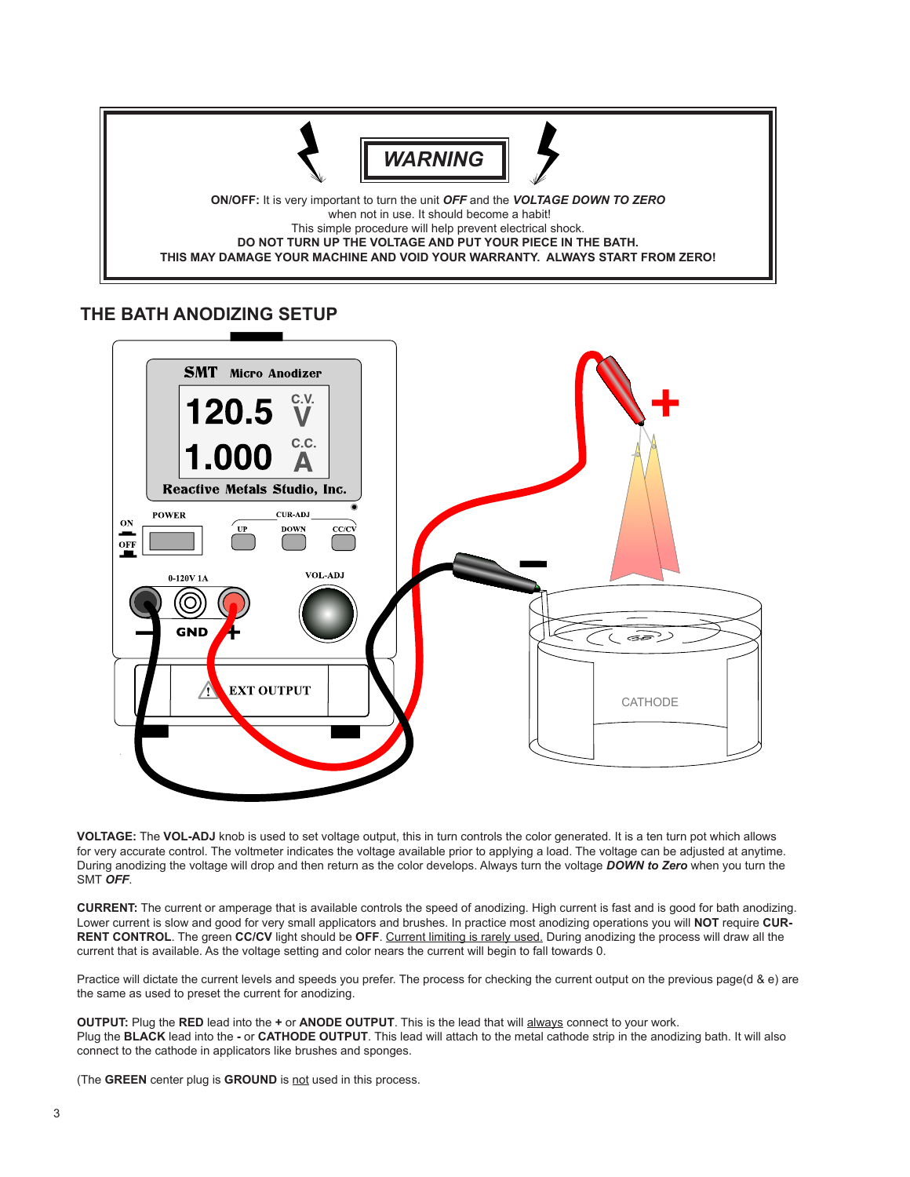## WARNING

**ON/OFF:** It is very important to turn the unit ***OFF*** and the ***VOLTAGE DOWN TO ZERO*** when not in use. It should become a habit!
This simple procedure will help prevent electrical shock.
**DO NOT TURN UP THE VOLTAGE AND PUT YOUR PIECE IN THE BATH.**
**THIS MAY DAMAGE YOUR MACHINE AND VOID YOUR WARRANTY. ALWAYS START FROM ZERO!**

## THE BATH ANODIZING SETUP

**VOLTAGE:** The **VOL-ADJ** knob is used to set voltage output, this in turn controls the color generated. It is a ten turn pot which allows for very accurate control. The voltmeter indicates the voltage available prior to applying a load. The voltage can be adjusted at anytime. During anodizing the voltage will drop and then return as the color develops. Always turn the voltage ***DOWN to Zero*** when you turn the SMT ***OFF***.

**CURRENT:** The current or amperage that is available controls the speed of anodizing. High current is fast and is good for bath anodizing. Lower current is slow and good for very small applicators and brushes. In practice most anodizing operations you will **NOT** require **CURRENT CONTROL**. The green **CC/CV** light should be **OFF**. Current limiting is rarely used. During anodizing the process will draw all the current that is available. As the voltage setting and color nears the current will begin to fall towards 0.

Practice will dictate the current levels and speeds you prefer. The process for checking the current output on the previous page(d & e) are the same as used to preset the current for anodizing.

**OUTPUT:** Plug the **RED** lead into the **+** or **ANODE OUTPUT**. This is the lead that will always connect to your work.
Plug the **BLACK** lead into the **-** or **CATHODE OUTPUT**. This lead will attach to the metal cathode strip in the anodizing bath. It will also connect to the cathode in applicators like brushes and sponges.

(The **GREEN** center plug is **GROUND** is not used in this process.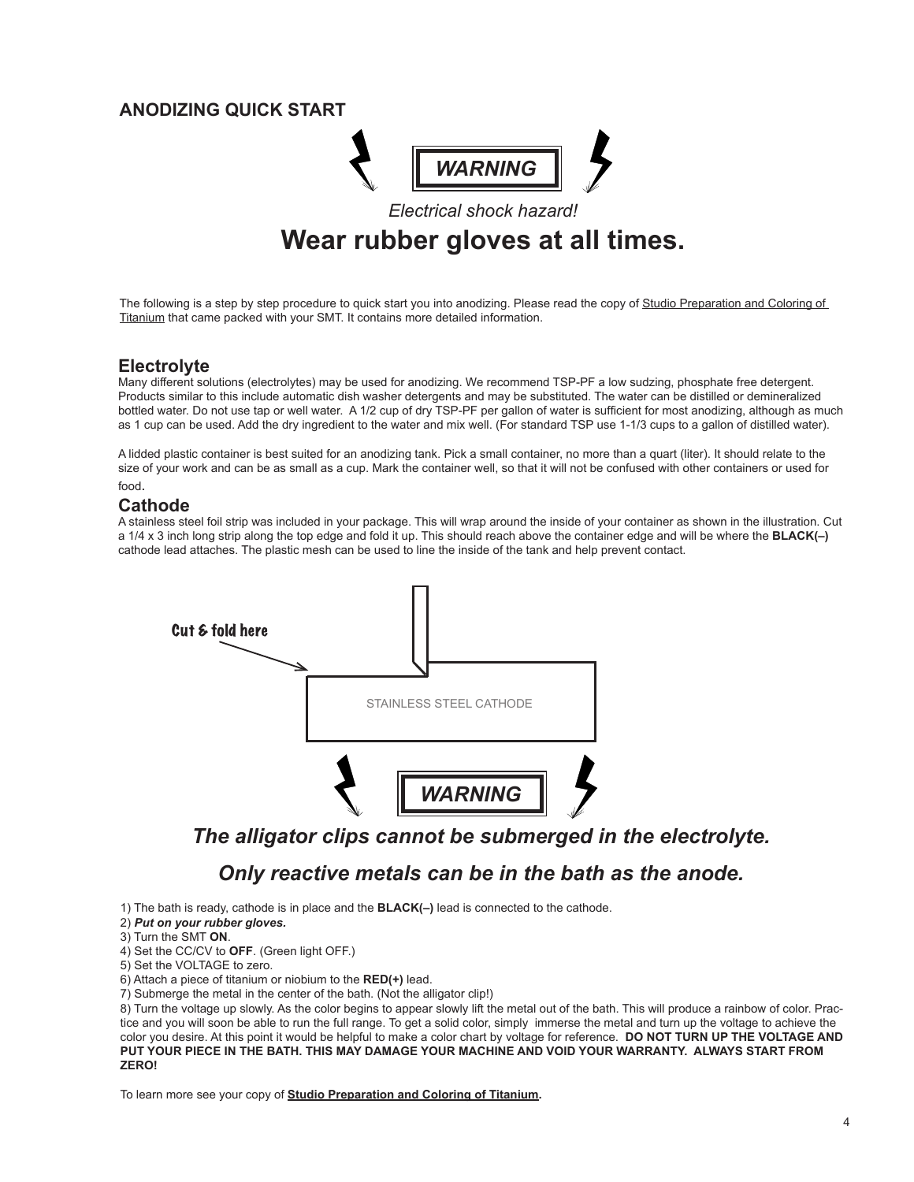## ANODIZING QUICK START

**WARNING**

*Electrical shock hazard!*

# Wear rubber gloves at all times.

The following is a step by step procedure to quick start you into anodizing. Please read the copy of Studio Preparation and Coloring of Titanium that came packed with your SMT. It contains more detailed information.

### Electrolyte

Many different solutions (electrolytes) may be used for anodizing. We recommend TSP-PF a low sudzing, phosphate free detergent. Products similar to this include automatic dish washer detergents and may be substituted. The water can be distilled or demineralized bottled water. Do not use tap or well water. A 1/2 cup of dry TSP-PF per gallon of water is sufficient for most anodizing, although as much as 1 cup can be used. Add the dry ingredient to the water and mix well. (For standard TSP use 1-1/3 cups to a gallon of distilled water).

A lidded plastic container is best suited for an anodizing tank. Pick a small container, no more than a quart (liter). It should relate to the size of your work and can be as small as a cup. Mark the container well, so that it will not be confused with other containers or used for food.

### Cathode

A stainless steel foil strip was included in your package. This will wrap around the inside of your container as shown in the illustration. Cut a 1/4 x 3 inch long strip along the top edge and fold it up. This should reach above the container edge and will be where the **BLACK(–)** cathode lead attaches. The plastic mesh can be used to line the inside of the tank and help prevent contact.

Cut & fold here

STAINLESS STEEL CATHODE

**WARNING**

***The alligator clips cannot be submerged in the electrolyte.***

***Only reactive metals can be in the bath as the anode.***

1) The bath is ready, cathode is in place and the **BLACK(–)** lead is connected to the cathode.
2) ***Put on your rubber gloves.***
3) Turn the SMT **ON**.
4) Set the CC/CV to **OFF**. (Green light OFF.)
5) Set the VOLTAGE to zero.
6) Attach a piece of titanium or niobium to the **RED(+)** lead.
7) Submerge the metal in the center of the bath. (Not the alligator clip!)
8) Turn the voltage up slowly. As the color begins to appear slowly lift the metal out of the bath. This will produce a rainbow of color. Practice and you will soon be able to run the full range. To get a solid color, simply immerse the metal and turn up the voltage to achieve the color you desire. At this point it would be helpful to make a color chart by voltage for reference. **DO NOT TURN UP THE VOLTAGE AND PUT YOUR PIECE IN THE BATH. THIS MAY DAMAGE YOUR MACHINE AND VOID YOUR WARRANTY. ALWAYS START FROM ZERO!**

To learn more see your copy of **Studio Preparation and Coloring of Titanium.**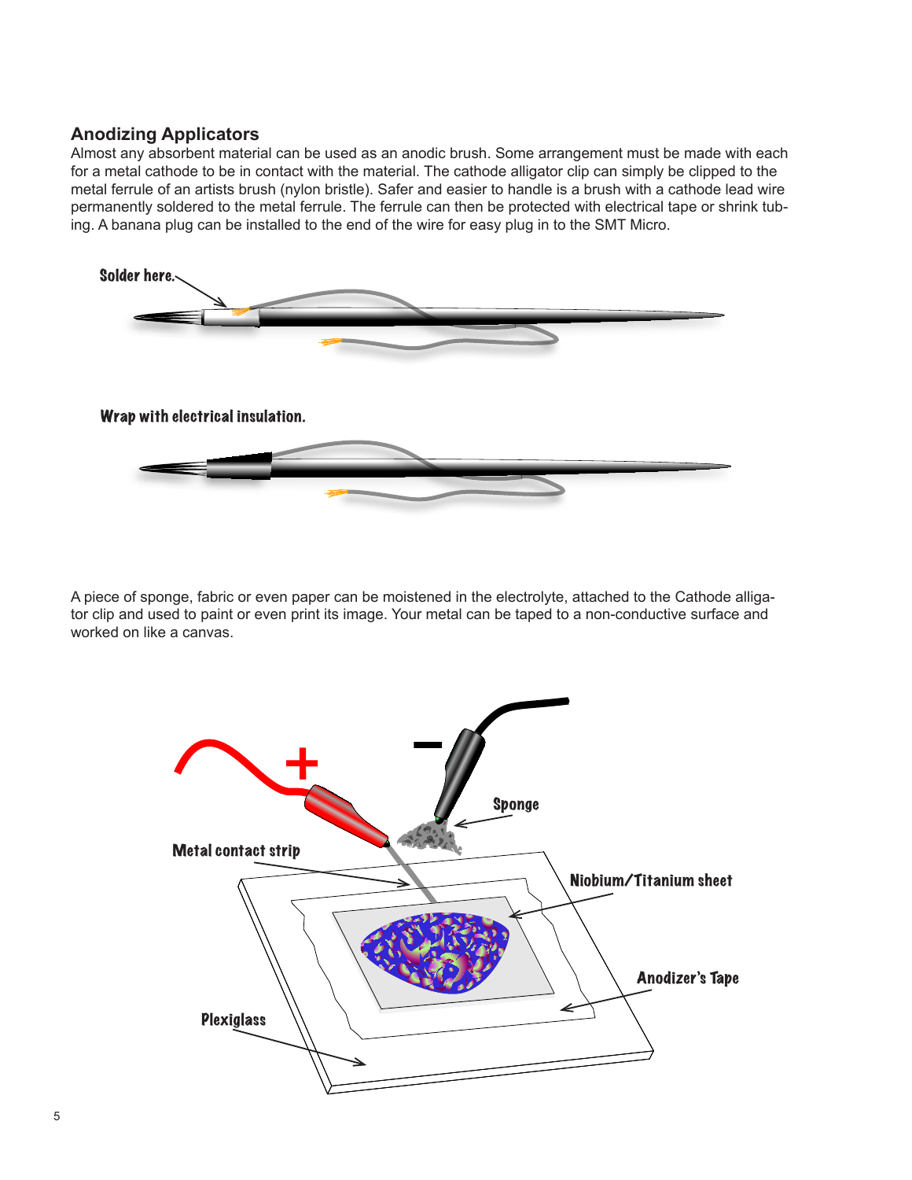## Anodizing Applicators

Almost any absorbent material can be used as an anodic brush. Some arrangement must be made with each for a metal cathode to be in contact with the material. The cathode alligator clip can simply be clipped to the metal ferrule of an artists brush (nylon bristle). Safer and easier to handle is a brush with a cathode lead wire permanently soldered to the metal ferrule. The ferrule can then be protected with electrical tape or shrink tubing. A banana plug can be installed to the end of the wire for easy plug in to the SMT Micro.

Solder here.

Wrap with electrical insulation.

A piece of sponge, fabric or even paper can be moistened in the electrolyte, attached to the Cathode alligator clip and used to paint or even print its image. Your metal can be taped to a non-conductive surface and worked on like a canvas.

+ − Sponge Metal contact strip Niobium/Titanium sheet Anodizer's Tape Plexiglass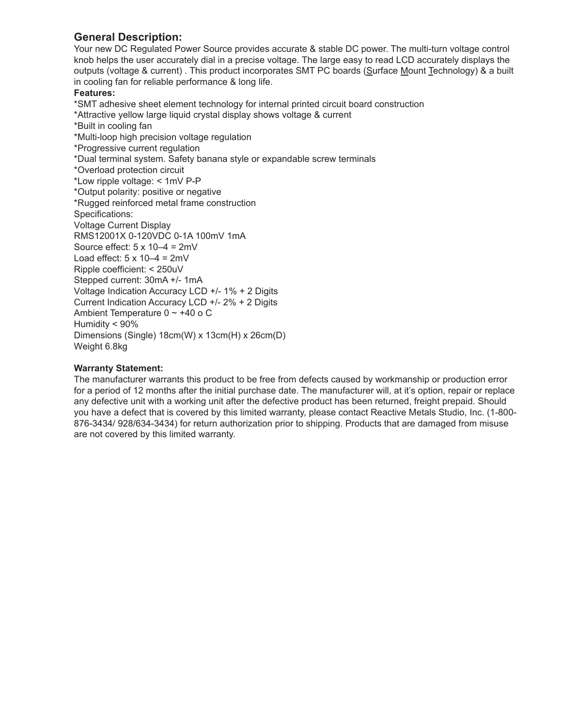## General Description:

Your new DC Regulated Power Source provides accurate & stable DC power. The multi-turn voltage control knob helps the user accurately dial in a precise voltage. The large easy to read LCD accurately displays the outputs (voltage & current) . This product incorporates SMT PC boards (<u>S</u>urface <u>M</u>ount <u>T</u>echnology) & a built in cooling fan for reliable performance & long life.

**Features:**

*SMT adhesive sheet element technology for internal printed circuit board construction
*Attractive yellow large liquid crystal display shows voltage & current
*Built in cooling fan
*Multi-loop high precision voltage regulation
*Progressive current regulation
*Dual terminal system. Safety banana style or expandable screw terminals
*Overload protection circuit
*Low ripple voltage: < 1mV P-P
*Output polarity: positive or negative
*Rugged reinforced metal frame construction

Specifications:

Voltage Current Display
RMS12001X 0-120VDC 0-1A 100mV 1mA
Source effect: $5 \times 10^{-4}$ = 2mV
Load effect: $5 \times 10^{-4}$ = 2mV
Ripple coefficient: < 250uV
Stepped current: 30mA +/- 1mA
Voltage Indication Accuracy LCD +/- 1% + 2 Digits
Current Indication Accuracy LCD +/- 2% + 2 Digits
Ambient Temperature 0 ~ +40 o C
Humidity < 90%
Dimensions (Single) 18cm(W) x 13cm(H) x 26cm(D)
Weight 6.8kg

**Warranty Statement:**

The manufacturer warrants this product to be free from defects caused by workmanship or production error for a period of 12 months after the initial purchase date. The manufacturer will, at it's option, repair or replace any defective unit with a working unit after the defective product has been returned, freight prepaid. Should you have a defect that is covered by this limited warranty, please contact Reactive Metals Studio, Inc. (1-800-876-3434/ 928/634-3434) for return authorization prior to shipping. Products that are damaged from misuse are not covered by this limited warranty.